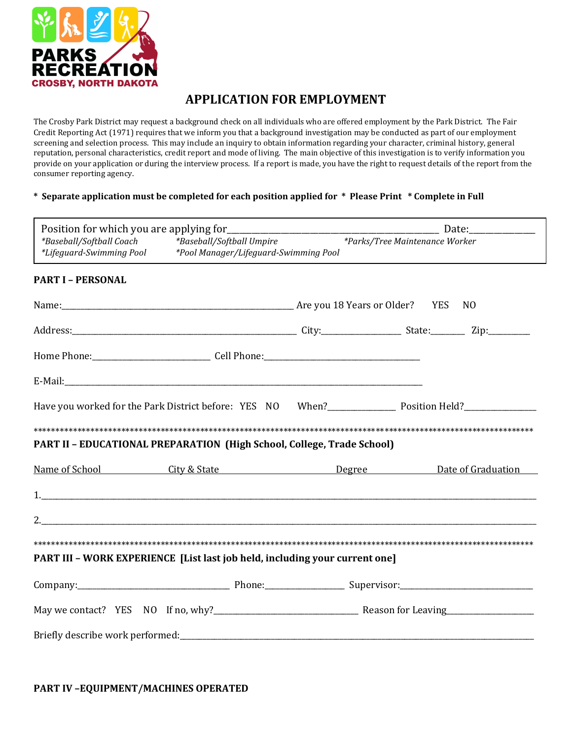PARKS RECREATION
CROSBY, NORTH DAKOTA

# APPLICATION FOR EMPLOYMENT

The Crosby Park District may request a background check on all individuals who are offered employment by the Park District. The Fair Credit Reporting Act (1971) requires that we inform you that a background investigation may be conducted as part of our employment screening and selection process. This may include an inquiry to obtain information regarding your character, criminal history, general reputation, personal characteristics, credit report and mode of living. The main objective of this investigation is to verify information you provide on your application or during the interview process. If a report is made, you have the right to request details of the report from the consumer reporting agency.

**\* Separate application must be completed for each position applied for \* Please Print \* Complete in Full**

Position for which you are applying for_______________________________________________ Date:_______________

*\*Baseball/Softball Coach* *\*Baseball/Softball Umpire* *\*Parks/Tree Maintenance Worker*
*\*Lifeguard-Swimming Pool* *\*Pool Manager/Lifeguard-Swimming Pool*

## PART I – PERSONAL

Name:________________________________________________________ Are you 18 Years or Older? YES NO

Address:_____________________________________________________ City:___________________ State:________ Zip:__________

Home Phone:____________________________ Cell Phone:_____________________________________

E-Mail:______________________________________________________________________________________

Have you worked for the Park District before: YES NO When?________________ Position Held?__________________

\*\*\*\*\*\*\*\*\*\*\*\*\*\*\*\*\*\*\*\*\*\*\*\*\*\*\*\*\*\*\*\*\*\*\*\*\*\*\*\*\*\*\*\*\*\*\*\*\*\*\*\*\*\*\*\*\*\*\*\*\*\*\*\*\*\*\*\*\*\*\*\*\*\*\*\*\*\*\*\*\*\*\*\*\*\*\*\*\*\*\*\*\*\*\*\*\*\*\*\*\*\*\*\*

## PART II – EDUCATIONAL PREPARATION (High School, College, Trade School)

| Name of School | City & State | Degree | Date of Graduation |
|---|---|---|---|
| 1. | | | |
| 2. | | | |

\*\*\*\*\*\*\*\*\*\*\*\*\*\*\*\*\*\*\*\*\*\*\*\*\*\*\*\*\*\*\*\*\*\*\*\*\*\*\*\*\*\*\*\*\*\*\*\*\*\*\*\*\*\*\*\*\*\*\*\*\*\*\*\*\*\*\*\*\*\*\*\*\*\*\*\*\*\*\*\*\*\*\*\*\*\*\*\*\*\*\*\*\*\*\*\*\*\*\*\*\*\*\*\*

## PART III – WORK EXPERIENCE [List last job held, including your current one]

Company:____________________________________ Phone:__________________ Supervisor:________________________________

May we contact? YES NO If no, why?__________________________________ Reason for Leaving_____________________

Briefly describe work performed:___________________________________________________________________________________

## PART IV –EQUIPMENT/MACHINES OPERATED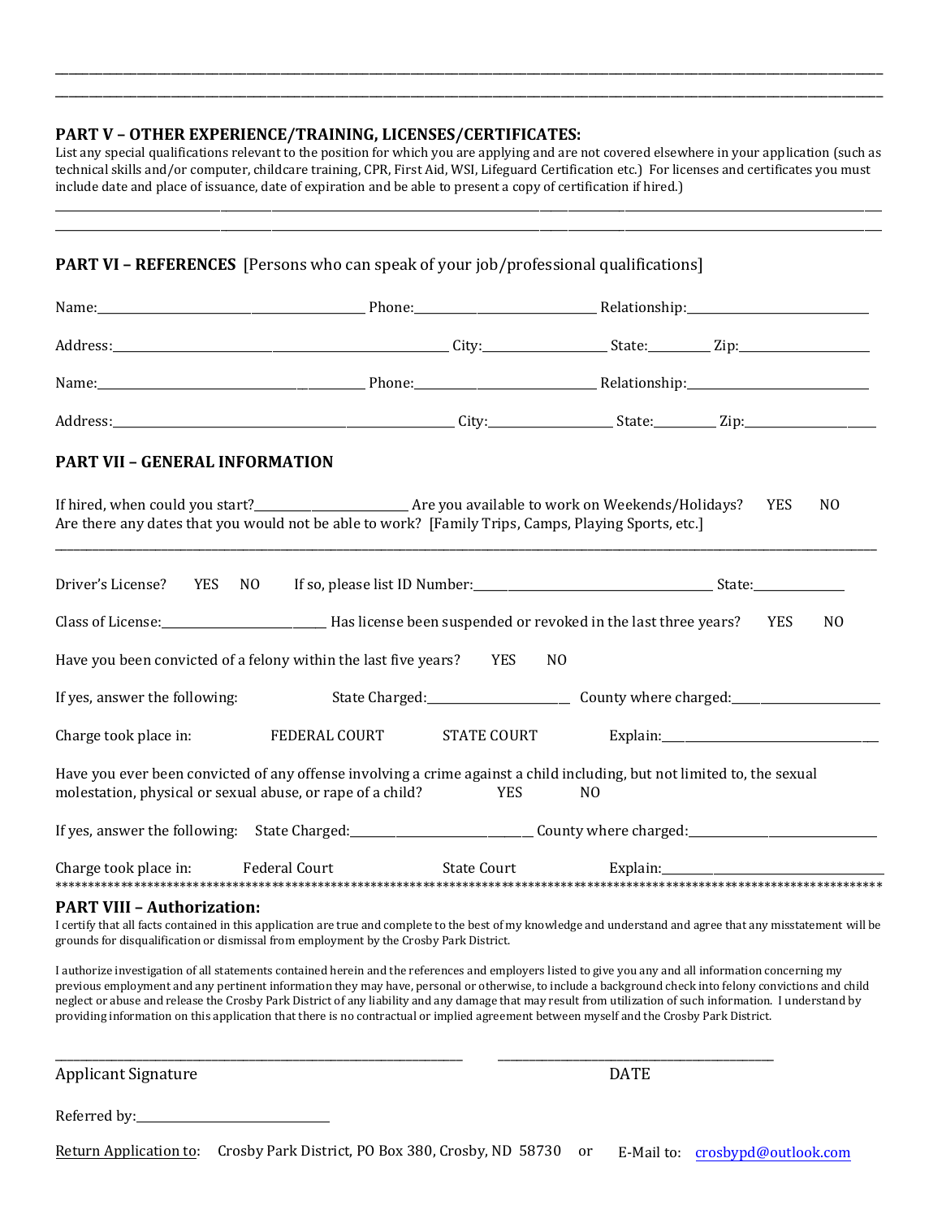\_\_\_\_\_\_\_\_\_\_\_\_\_\_\_\_\_\_\_\_\_\_\_\_\_\_\_\_\_\_\_\_\_\_\_\_\_\_\_\_\_\_\_\_\_\_\_\_\_\_\_\_\_\_\_\_\_\_\_\_\_\_\_\_\_\_\_\_\_\_\_\_\_\_\_\_\_\_

\_\_\_\_\_\_\_\_\_\_\_\_\_\_\_\_\_\_\_\_\_\_\_\_\_\_\_\_\_\_\_\_\_\_\_\_\_\_\_\_\_\_\_\_\_\_\_\_\_\_\_\_\_\_\_\_\_\_\_\_\_\_\_\_\_\_\_\_\_\_\_\_\_\_\_\_\_\_

## PART V – OTHER EXPERIENCE/TRAINING, LICENSES/CERTIFICATES:

List any special qualifications relevant to the position for which you are applying and are not covered elsewhere in your application (such as technical skills and/or computer, childcare training, CPR, First Aid, WSI, Lifeguard Certification etc.) For licenses and certificates you must include date and place of issuance, date of expiration and be able to present a copy of certification if hired.)

\_\_\_\_\_\_\_\_\_\_\_\_\_\_\_\_\_\_\_\_\_\_\_\_\_\_\_\_\_\_\_\_\_\_\_\_\_\_\_\_\_\_\_\_\_\_\_\_\_\_\_\_\_\_\_\_\_\_\_\_\_\_\_\_\_\_\_\_\_\_\_\_\_\_\_\_\_\_

\_\_\_\_\_\_\_\_\_\_\_\_\_\_\_\_\_\_\_\_\_\_\_\_\_\_\_\_\_\_\_\_\_\_\_\_\_\_\_\_\_\_\_\_\_\_\_\_\_\_\_\_\_\_\_\_\_\_\_\_\_\_\_\_\_\_\_\_\_\_\_\_\_\_\_\_\_\_

## PART VI – REFERENCES [Persons who can speak of your job/professional qualifications]

Name:\_\_\_\_\_\_\_\_\_\_\_\_\_\_\_\_\_\_\_\_\_\_\_\_\_\_\_\_\_\_ Phone:\_\_\_\_\_\_\_\_\_\_\_\_\_\_\_\_\_\_\_\_ Relationship:\_\_\_\_\_\_\_\_\_\_\_\_\_\_\_\_\_\_\_\_

Address:\_\_\_\_\_\_\_\_\_\_\_\_\_\_\_\_\_\_\_\_\_\_\_\_\_\_\_\_\_\_\_\_\_\_\_\_ City:\_\_\_\_\_\_\_\_\_\_\_\_\_\_\_\_ State:\_\_\_\_\_\_\_\_ Zip:\_\_\_\_\_\_\_\_\_\_\_\_\_\_\_\_

Name:\_\_\_\_\_\_\_\_\_\_\_\_\_\_\_\_\_\_\_\_\_\_\_\_\_\_\_\_\_\_ Phone:\_\_\_\_\_\_\_\_\_\_\_\_\_\_\_\_\_\_\_\_ Relationship:\_\_\_\_\_\_\_\_\_\_\_\_\_\_\_\_\_\_\_\_

Address:\_\_\_\_\_\_\_\_\_\_\_\_\_\_\_\_\_\_\_\_\_\_\_\_\_\_\_\_\_\_\_\_\_\_\_\_ City:\_\_\_\_\_\_\_\_\_\_\_\_\_\_\_\_ State:\_\_\_\_\_\_\_\_ Zip:\_\_\_\_\_\_\_\_\_\_\_\_\_\_\_\_

## PART VII – GENERAL INFORMATION

If hired, when could you start?\_\_\_\_\_\_\_\_\_\_\_\_\_\_\_\_\_\_\_\_ Are you available to work on Weekends/Holidays? YES NO

Are there any dates that you would not be able to work? [Family Trips, Camps, Playing Sports, etc.]

\_\_\_\_\_\_\_\_\_\_\_\_\_\_\_\_\_\_\_\_\_\_\_\_\_\_\_\_\_\_\_\_\_\_\_\_\_\_\_\_\_\_\_\_\_\_\_\_\_\_\_\_\_\_\_\_\_\_\_\_\_\_\_\_\_\_\_\_\_\_\_\_\_\_\_\_\_\_

Driver's License? YES NO If so, please list ID Number:\_\_\_\_\_\_\_\_\_\_\_\_\_\_\_\_\_\_\_\_\_\_\_\_\_\_\_\_ State:\_\_\_\_\_\_\_\_\_\_\_\_

Class of License:\_\_\_\_\_\_\_\_\_\_\_\_\_\_\_\_\_\_\_\_ Has license been suspended or revoked in the last three years? YES NO

Have you been convicted of a felony within the last five years? YES NO

If yes, answer the following: State Charged:\_\_\_\_\_\_\_\_\_\_\_\_\_\_\_\_\_\_ County where charged:\_\_\_\_\_\_\_\_\_\_\_\_\_\_\_\_\_\_

Charge took place in: FEDERAL COURT STATE COURT Explain:\_\_\_\_\_\_\_\_\_\_\_\_\_\_\_\_\_\_\_\_\_\_\_\_\_\_\_\_

Have you ever been convicted of any offense involving a crime against a child including, but not limited to, the sexual molestation, physical or sexual abuse, or rape of a child? YES NO

If yes, answer the following: State Charged:\_\_\_\_\_\_\_\_\_\_\_\_\_\_\_\_\_\_\_\_\_\_ County where charged:\_\_\_\_\_\_\_\_\_\_\_\_\_\_\_\_\_\_\_\_\_\_\_\_

Charge took place in: Federal Court State Court Explain:\_\_\_\_\_\_\_\_\_\_\_\_\_\_\_\_\_\_\_\_\_\_\_\_\_\_\_\_

\*\*\*\*\*\*\*\*\*\*\*\*\*\*\*\*\*\*\*\*\*\*\*\*\*\*\*\*\*\*\*\*\*\*\*\*\*\*\*\*\*\*\*\*\*\*\*\*\*\*\*\*\*\*\*\*\*\*\*\*\*\*\*\*\*\*\*\*\*\*\*\*\*\*\*\*\*\*

## PART VIII – Authorization:

I certify that all facts contained in this application are true and complete to the best of my knowledge and understand and agree that any misstatement will be grounds for disqualification or dismissal from employment by the Crosby Park District.

I authorize investigation of all statements contained herein and the references and employers listed to give you any and all information concerning my previous employment and any pertinent information they may have, personal or otherwise, to include a background check into felony convictions and child neglect or abuse and release the Crosby Park District of any liability and any damage that may result from utilization of such information. I understand by providing information on this application that there is no contractual or implied agreement between myself and the Crosby Park District.

\_\_\_\_\_\_\_\_\_\_\_\_\_\_\_\_\_\_\_\_\_\_\_\_\_\_\_\_\_\_\_\_\_\_\_\_\_\_\_\_ \_\_\_\_\_\_\_\_\_\_\_\_\_\_\_\_\_\_\_\_\_\_\_\_\_\_\_\_\_\_

Applicant Signature DATE

Referred by:\_\_\_\_\_\_\_\_\_\_\_\_\_\_\_\_\_\_\_\_\_\_\_\_\_\_

Return Application to: Crosby Park District, PO Box 380, Crosby, ND 58730 or E-Mail to: crosbypd@outlook.com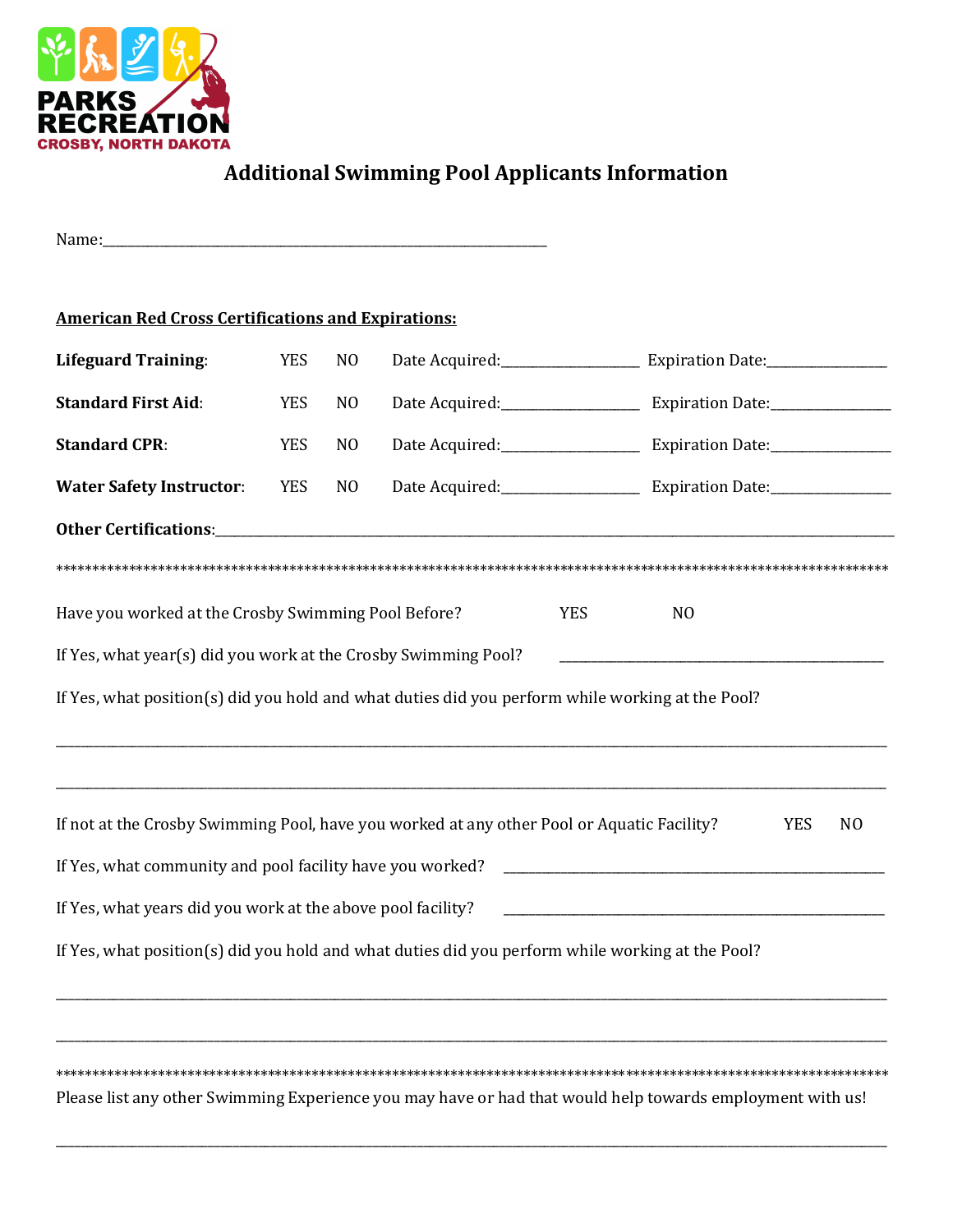PARKS RECREATION
CROSBY, NORTH DAKOTA

# Additional Swimming Pool Applicants Information

Name:______________________________________________________________

**American Red Cross Certifications and Expirations:**

**Lifeguard Training**: YES NO Date Acquired:__________________ Expiration Date:________________

**Standard First Aid**: YES NO Date Acquired:__________________ Expiration Date:________________

**Standard CPR**: YES NO Date Acquired:__________________ Expiration Date:________________

**Water Safety Instructor**: YES NO Date Acquired:__________________ Expiration Date:________________

**Other Certifications**:_____________________________________________________________________________________________

******************************************************************************************************

Have you worked at the Crosby Swimming Pool Before? YES NO

If Yes, what year(s) did you work at the Crosby Swimming Pool? _______________________________________________

If Yes, what position(s) did you hold and what duties did you perform while working at the Pool?

______________________________________________________________________________________________________

______________________________________________________________________________________________________

If not at the Crosby Swimming Pool, have you worked at any other Pool or Aquatic Facility? YES NO

If Yes, what community and pool facility have you worked? _____________________________________________________

If Yes, what years did you work at the above pool facility? _____________________________________________________

If Yes, what position(s) did you hold and what duties did you perform while working at the Pool?

______________________________________________________________________________________________________

______________________________________________________________________________________________________

******************************************************************************************************

Please list any other Swimming Experience you may have or had that would help towards employment with us!

______________________________________________________________________________________________________